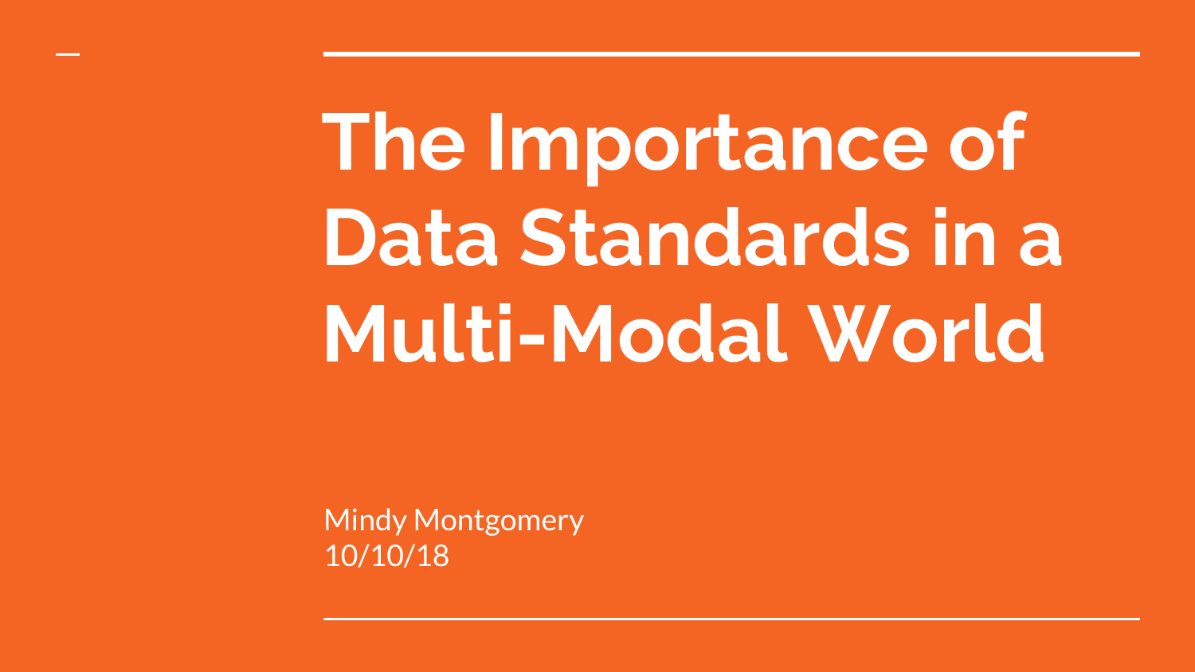# The Importance of Data Standards in a Multi-Modal World

Mindy Montgomery
10/10/18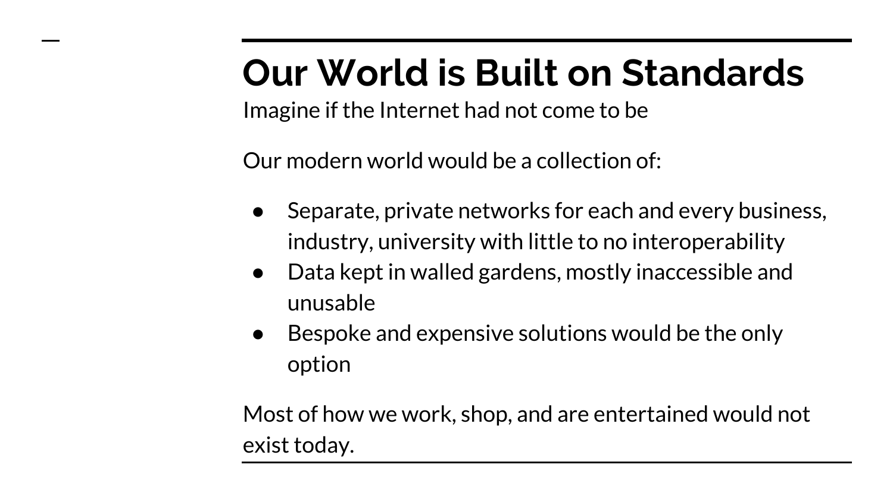# Our World is Built on Standards

Imagine if the Internet had not come to be

Our modern world would be a collection of:

- Separate, private networks for each and every business, industry, university with little to no interoperability
- Data kept in walled gardens, mostly inaccessible and unusable
- Bespoke and expensive solutions would be the only option

Most of how we work, shop, and are entertained would not exist today.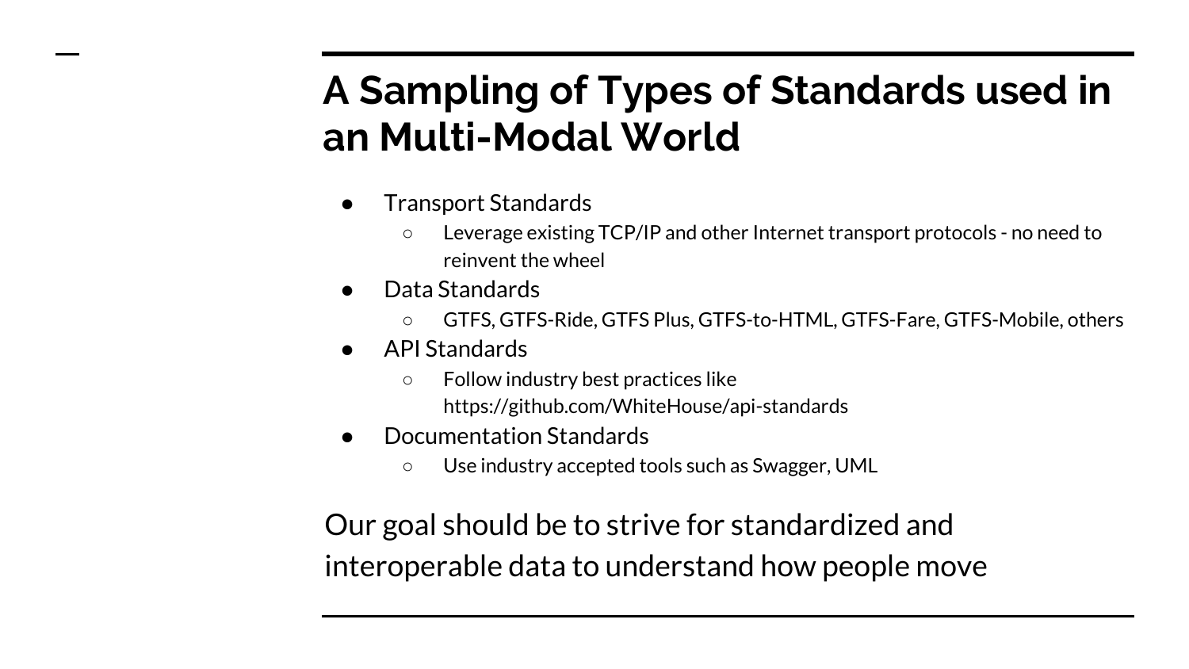# A Sampling of Types of Standards used in an Multi-Modal World

- Transport Standards
  - Leverage existing TCP/IP and other Internet transport protocols - no need to reinvent the wheel
- Data Standards
  - GTFS, GTFS-Ride, GTFS Plus, GTFS-to-HTML, GTFS-Fare, GTFS-Mobile, others
- API Standards
  - Follow industry best practices like https://github.com/WhiteHouse/api-standards
- Documentation Standards
  - Use industry accepted tools such as Swagger, UML

Our goal should be to strive for standardized and interoperable data to understand how people move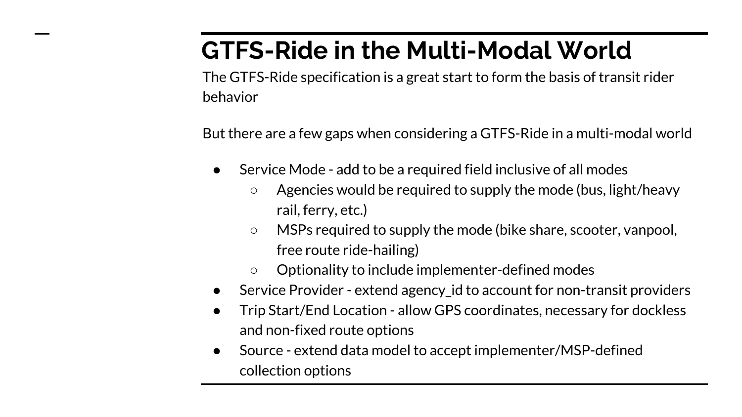# GTFS-Ride in the Multi-Modal World

The GTFS-Ride specification is a great start to form the basis of transit rider behavior

But there are a few gaps when considering a GTFS-Ride in a multi-modal world

- Service Mode - add to be a required field inclusive of all modes
  - Agencies would be required to supply the mode (bus, light/heavy rail, ferry, etc.)
  - MSPs required to supply the mode (bike share, scooter, vanpool, free route ride-hailing)
  - Optionality to include implementer-defined modes
- Service Provider - extend agency_id to account for non-transit providers
- Trip Start/End Location - allow GPS coordinates, necessary for dockless and non-fixed route options
- Source - extend data model to accept implementer/MSP-defined collection options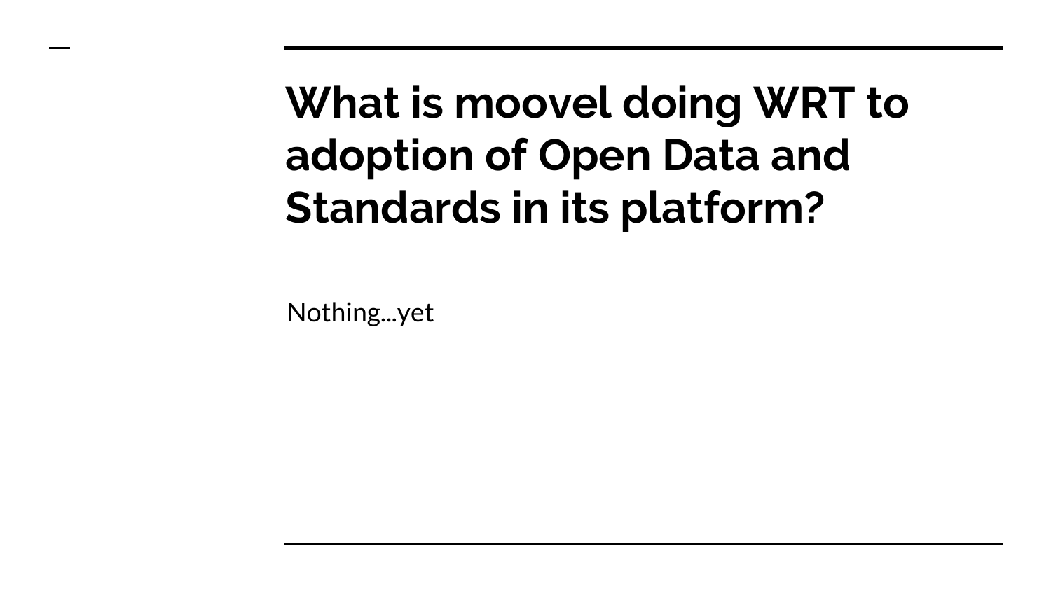# What is moovel doing WRT to adoption of Open Data and Standards in its platform?

Nothing...yet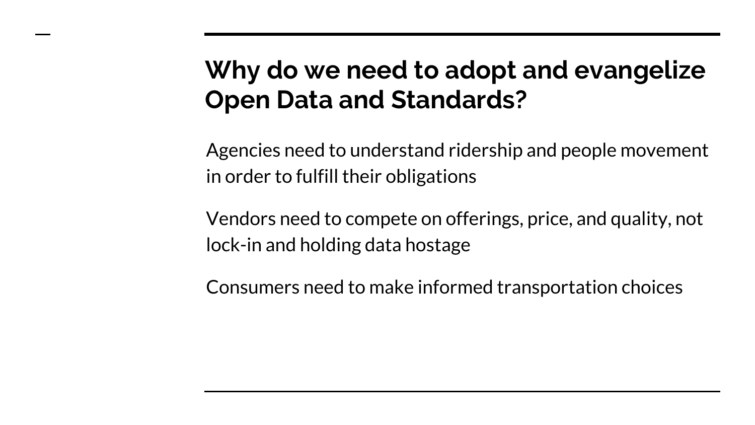# Why do we need to adopt and evangelize Open Data and Standards?

Agencies need to understand ridership and people movement in order to fulfill their obligations

Vendors need to compete on offerings, price, and quality, not lock-in and holding data hostage

Consumers need to make informed transportation choices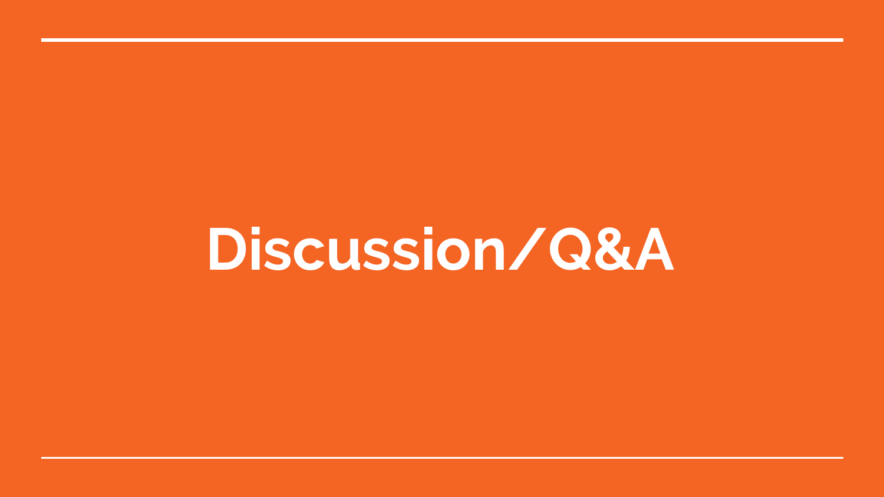# Discussion/Q&A